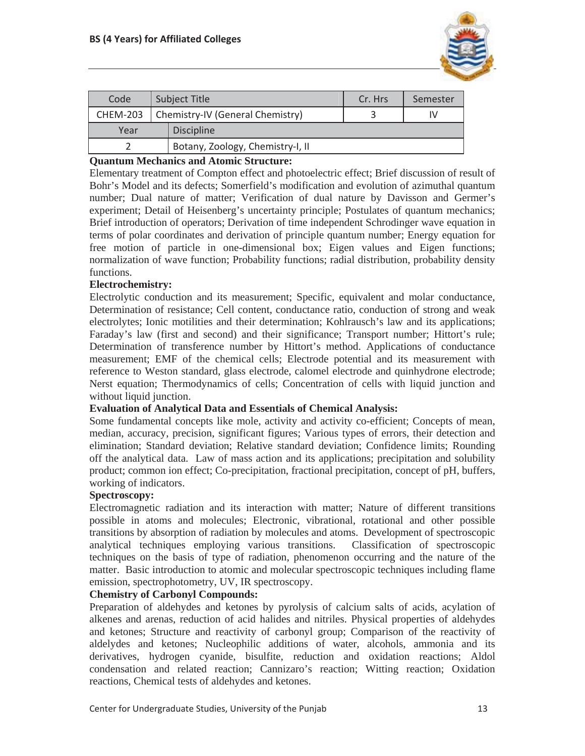| Code | Subject Title | | Cr. Hrs | Semester |
|---|---|---|---|---|
| CHEM-203 | Chemistry-IV (General Chemistry) | | 3 | IV |
| Year | | Discipline | | |
| 2 | | Botany, Zoology, Chemistry-I, II | | |

**Quantum Mechanics and Atomic Structure:**

Elementary treatment of Compton effect and photoelectric effect; Brief discussion of result of Bohr's Model and its defects; Somerfield's modification and evolution of azimuthal quantum number; Dual nature of matter; Verification of dual nature by Davisson and Germer's experiment; Detail of Heisenberg's uncertainty principle; Postulates of quantum mechanics; Brief introduction of operators; Derivation of time independent Schrodinger wave equation in terms of polar coordinates and derivation of principle quantum number; Energy equation for free motion of particle in one-dimensional box; Eigen values and Eigen functions; normalization of wave function; Probability functions; radial distribution, probability density functions.

**Electrochemistry:**

Electrolytic conduction and its measurement; Specific, equivalent and molar conductance, Determination of resistance; Cell content, conductance ratio, conduction of strong and weak electrolytes; Ionic motilities and their determination; Kohlrausch's law and its applications; Faraday's law (first and second) and their significance; Transport number; Hittort's rule; Determination of transference number by Hittort's method. Applications of conductance measurement; EMF of the chemical cells; Electrode potential and its measurement with reference to Weston standard, glass electrode, calomel electrode and quinhydrone electrode; Nerst equation; Thermodynamics of cells; Concentration of cells with liquid junction and without liquid junction.

**Evaluation of Analytical Data and Essentials of Chemical Analysis:**

Some fundamental concepts like mole, activity and activity co-efficient; Concepts of mean, median, accuracy, precision, significant figures; Various types of errors, their detection and elimination; Standard deviation; Relative standard deviation; Confidence limits; Rounding off the analytical data. Law of mass action and its applications; precipitation and solubility product; common ion effect; Co-precipitation, fractional precipitation, concept of pH, buffers, working of indicators.

**Spectroscopy:**

Electromagnetic radiation and its interaction with matter; Nature of different transitions possible in atoms and molecules; Electronic, vibrational, rotational and other possible transitions by absorption of radiation by molecules and atoms. Development of spectroscopic analytical techniques employing various transitions. Classification of spectroscopic techniques on the basis of type of radiation, phenomenon occurring and the nature of the matter. Basic introduction to atomic and molecular spectroscopic techniques including flame emission, spectrophotometry, UV, IR spectroscopy.

**Chemistry of Carbonyl Compounds:**

Preparation of aldehydes and ketones by pyrolysis of calcium salts of acids, acylation of alkenes and arenas, reduction of acid halides and nitriles. Physical properties of aldehydes and ketones; Structure and reactivity of carbonyl group; Comparison of the reactivity of aldelydes and ketones; Nucleophilic additions of water, alcohols, ammonia and its derivatives, hydrogen cyanide, bisulfite, reduction and oxidation reactions; Aldol condensation and related reaction; Cannizaro's reaction; Witting reaction; Oxidation reactions, Chemical tests of aldehydes and ketones.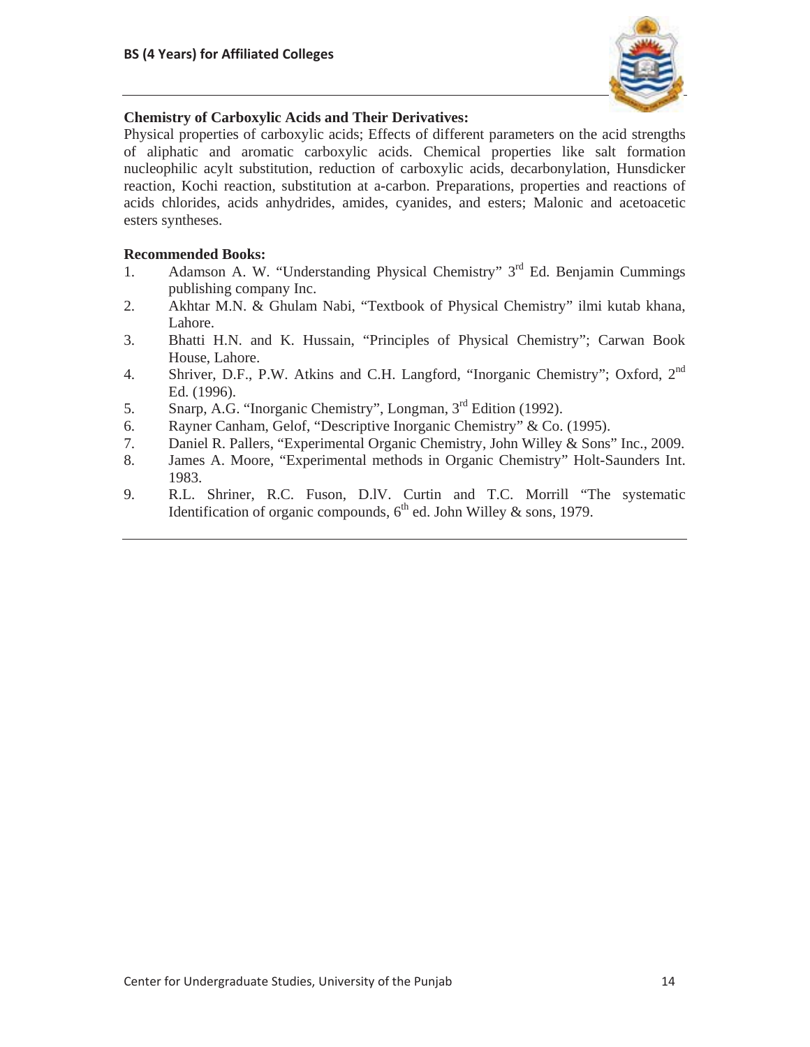**Chemistry of Carboxylic Acids and Their Derivatives:**

Physical properties of carboxylic acids; Effects of different parameters on the acid strengths of aliphatic and aromatic carboxylic acids. Chemical properties like salt formation nucleophilic acylt substitution, reduction of carboxylic acids, decarbonylation, Hunsdicker reaction, Kochi reaction, substitution at a-carbon. Preparations, properties and reactions of acids chlorides, acids anhydrides, amides, cyanides, and esters; Malonic and acetoacetic esters syntheses.

**Recommended Books:**

1. Adamson A. W. "Understanding Physical Chemistry" 3rd Ed. Benjamin Cummings publishing company Inc.
2. Akhtar M.N. & Ghulam Nabi, "Textbook of Physical Chemistry" ilmi kutab khana, Lahore.
3. Bhatti H.N. and K. Hussain, "Principles of Physical Chemistry"; Carwan Book House, Lahore.
4. Shriver, D.F., P.W. Atkins and C.H. Langford, "Inorganic Chemistry"; Oxford, 2nd Ed. (1996).
5. Snarp, A.G. "Inorganic Chemistry", Longman, 3rd Edition (1992).
6. Rayner Canham, Gelof, "Descriptive Inorganic Chemistry" & Co. (1995).
7. Daniel R. Pallers, "Experimental Organic Chemistry, John Willey & Sons" Inc., 2009.
8. James A. Moore, "Experimental methods in Organic Chemistry" Holt-Saunders Int. 1983.
9. R.L. Shriner, R.C. Fuson, D.lV. Curtin and T.C. Morrill "The systematic Identification of organic compounds, 6th ed. John Willey & sons, 1979.